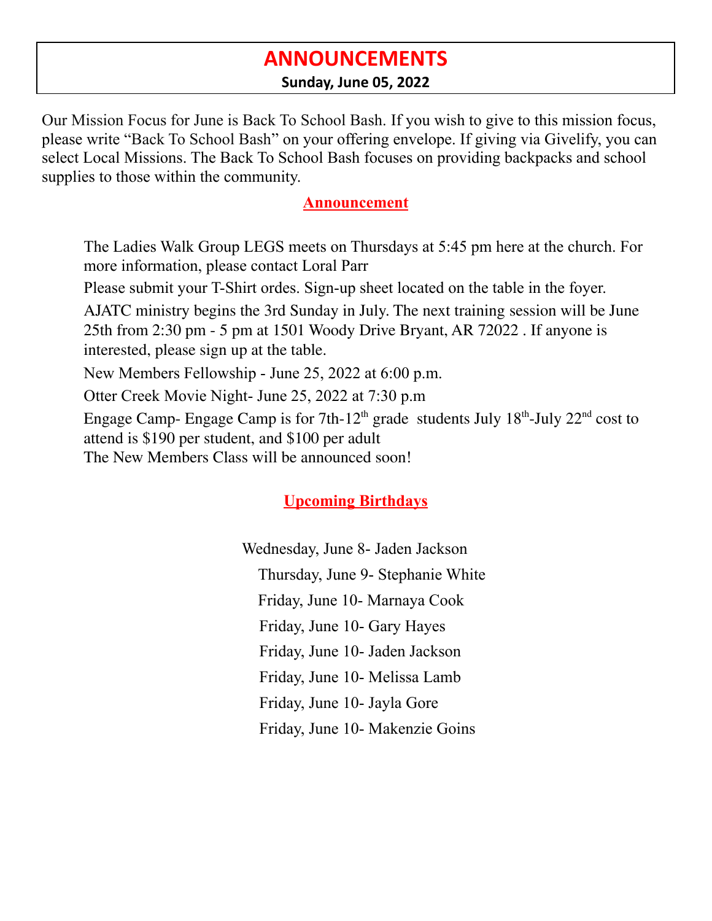# ANNOUNCEMENTS

**Sunday, June 05, 2022**

Our Mission Focus for June is Back To School Bash. If you wish to give to this mission focus, please write "Back To School Bash" on your offering envelope. If giving via Givelify, you can select Local Missions. The Back To School Bash focuses on providing backpacks and school supplies to those within the community.

## Announcement

The Ladies Walk Group LEGS meets on Thursdays at 5:45 pm here at the church. For more information, please contact Loral Parr

Please submit your T-Shirt ordes. Sign-up sheet located on the table in the foyer.

AJATC ministry begins the 3rd Sunday in July. The next training session will be June 25th from 2:30 pm - 5 pm at 1501 Woody Drive Bryant, AR 72022 . If anyone is interested, please sign up at the table.

New Members Fellowship - June 25, 2022 at 6:00 p.m.

Otter Creek Movie Night- June 25, 2022 at 7:30 p.m

Engage Camp- Engage Camp is for 7th-12th grade students July 18th-July 22nd cost to attend is $190 per student, and $100 per adult

The New Members Class will be announced soon!

## Upcoming Birthdays

Wednesday, June 8- Jaden Jackson

Thursday, June 9- Stephanie White

Friday, June 10- Marnaya Cook

Friday, June 10- Gary Hayes

Friday, June 10- Jaden Jackson

Friday, June 10- Melissa Lamb

Friday, June 10- Jayla Gore

Friday, June 10- Makenzie Goins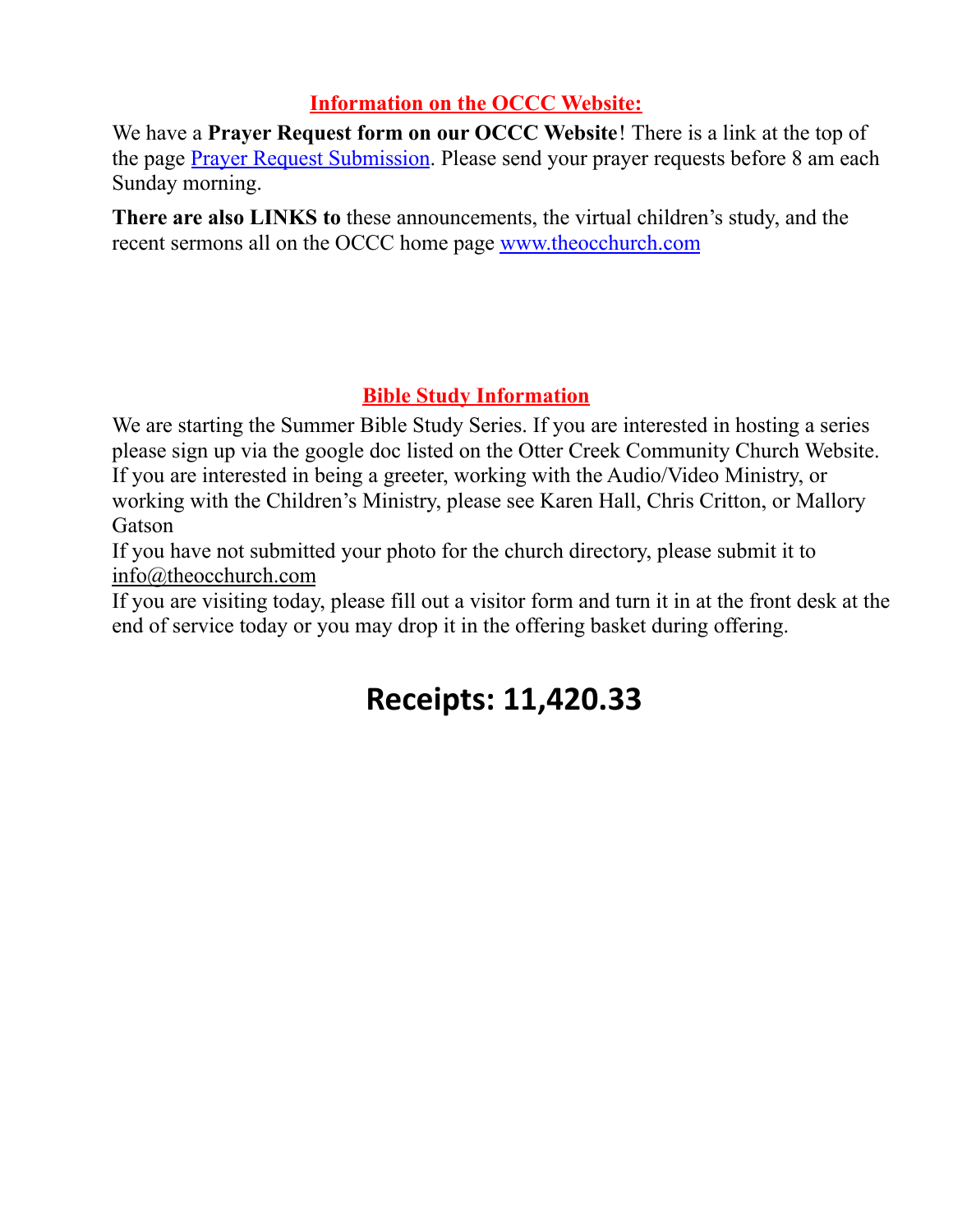## Information on the OCCC Website:

We have a **Prayer Request form on our OCCC Website**! There is a link at the top of the page [Prayer Request Submission](). Please send your prayer requests before 8 am each Sunday morning.

**There are also LINKS to** these announcements, the virtual children's study, and the recent sermons all on the OCCC home page [www.theocchurch.com](http://www.theocchurch.com)

## Bible Study Information

We are starting the Summer Bible Study Series. If you are interested in hosting a series please sign up via the google doc listed on the Otter Creek Community Church Website.
If you are interested in being a greeter, working with the Audio/Video Ministry, or working with the Children's Ministry, please see Karen Hall, Chris Critton, or Mallory Gatson
If you have not submitted your photo for the church directory, please submit it to info@theocchurch.com
If you are visiting today, please fill out a visitor form and turn it in at the front desk at the end of service today or you may drop it in the offering basket during offering.

# Receipts: 11,420.33